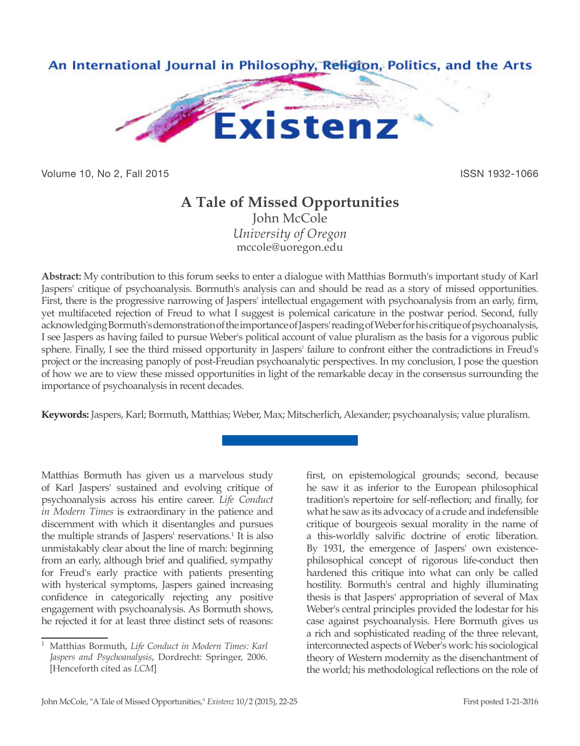# A Tale of Missed Opportunities

John McCole
*University of Oregon*
mccole@uoregon.edu

**Abstract:** My contribution to this forum seeks to enter a dialogue with Matthias Bormuth's important study of Karl Jaspers' critique of psychoanalysis. Bormuth's analysis can and should be read as a story of missed opportunities. First, there is the progressive narrowing of Jaspers' intellectual engagement with psychoanalysis from an early, firm, yet multifaceted rejection of Freud to what I suggest is polemical caricature in the postwar period. Second, fully acknowledging Bormuth's demonstration of the importance of Jaspers' reading of Weber for his critique of psychoanalysis, I see Jaspers as having failed to pursue Weber's political account of value pluralism as the basis for a vigorous public sphere. Finally, I see the third missed opportunity in Jaspers' failure to confront either the contradictions in Freud's project or the increasing panoply of post-Freudian psychoanalytic perspectives. In my conclusion, I pose the question of how we are to view these missed opportunities in light of the remarkable decay in the consensus surrounding the importance of psychoanalysis in recent decades.

**Keywords:** Jaspers, Karl; Bormuth, Matthias; Weber, Max; Mitscherlich, Alexander; psychoanalysis; value pluralism.

---

Matthias Bormuth has given us a marvelous study of Karl Jaspers' sustained and evolving critique of psychoanalysis across his entire career. *Life Conduct in Modern Times* is extraordinary in the patience and discernment with which it disentangles and pursues the multiple strands of Jaspers' reservations.[1] It is also unmistakably clear about the line of march: beginning from an early, although brief and qualified, sympathy for Freud's early practice with patients presenting with hysterical symptoms, Jaspers gained increasing confidence in categorically rejecting any positive engagement with psychoanalysis. As Bormuth shows, he rejected it for at least three distinct sets of reasons: first, on epistemological grounds; second, because he saw it as inferior to the European philosophical tradition's repertoire for self-reflection; and finally, for what he saw as its advocacy of a crude and indefensible critique of bourgeois sexual morality in the name of a this-worldly salvific doctrine of erotic liberation. By 1931, the emergence of Jaspers' own existence-philosophical concept of rigorous life-conduct then hardened this critique into what can only be called hostility. Bormuth's central and highly illuminating thesis is that Jaspers' appropriation of several of Max Weber's central principles provided the lodestar for his case against psychoanalysis. Here Bormuth gives us a rich and sophisticated reading of the three relevant, interconnected aspects of Weber's work: his sociological theory of Western modernity as the disenchantment of the world; his methodological reflections on the role of

---

[1] Matthias Bormuth, *Life Conduct in Modern Times: Karl Jaspers and Psychoanalysis*, Dordrecht: Springer, 2006. [Henceforth cited as *LCM*]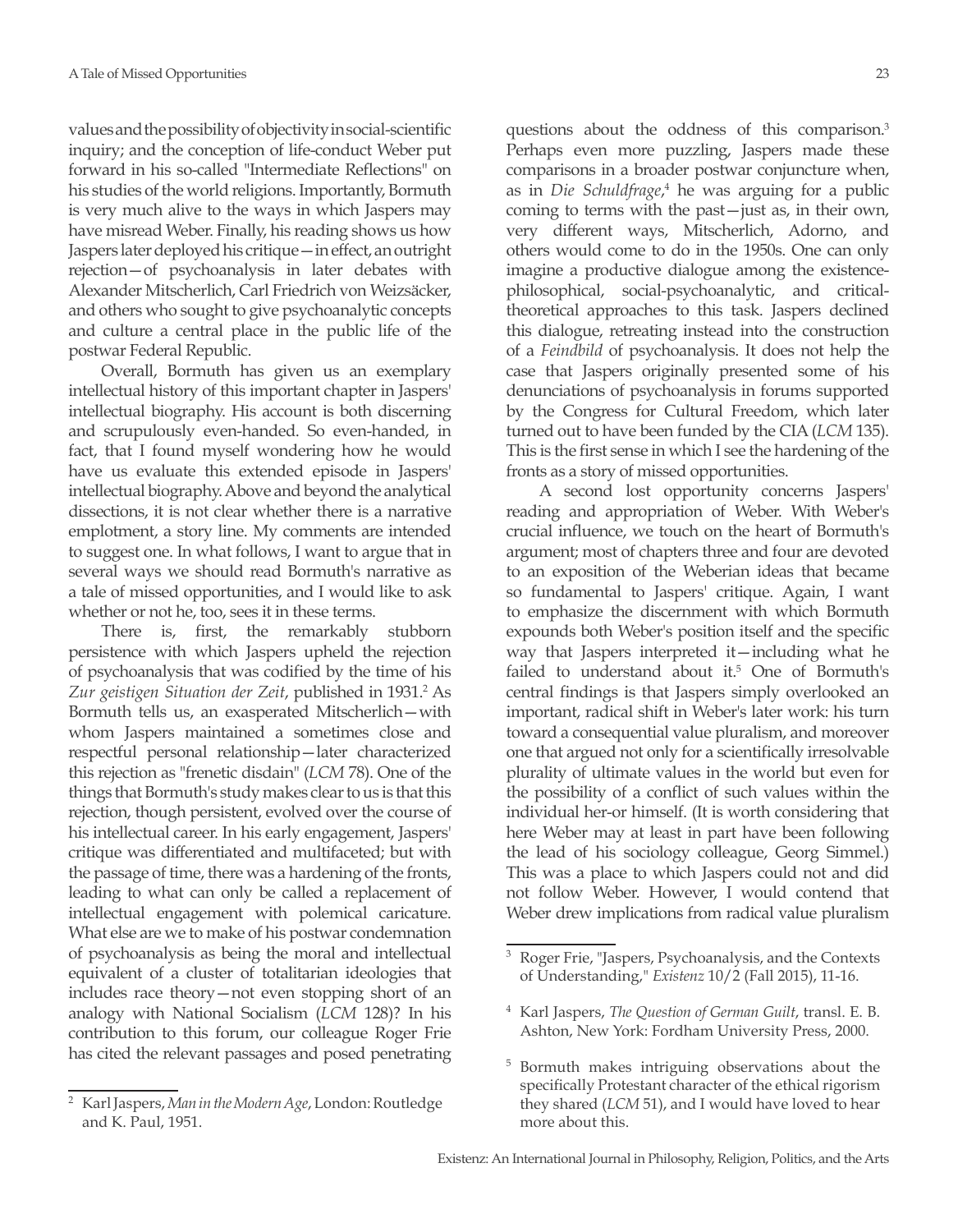values and the possibility of objectivity in social-scientific inquiry; and the conception of life-conduct Weber put forward in his so-called "Intermediate Reflections" on his studies of the world religions. Importantly, Bormuth is very much alive to the ways in which Jaspers may have misread Weber. Finally, his reading shows us how Jaspers later deployed his critique—in effect, an outright rejection—of psychoanalysis in later debates with Alexander Mitscherlich, Carl Friedrich von Weizsäcker, and others who sought to give psychoanalytic concepts and culture a central place in the public life of the postwar Federal Republic.

Overall, Bormuth has given us an exemplary intellectual history of this important chapter in Jaspers' intellectual biography. His account is both discerning and scrupulously even-handed. So even-handed, in fact, that I found myself wondering how he would have us evaluate this extended episode in Jaspers' intellectual biography. Above and beyond the analytical dissections, it is not clear whether there is a narrative emplotment, a story line. My comments are intended to suggest one. In what follows, I want to argue that in several ways we should read Bormuth's narrative as a tale of missed opportunities, and I would like to ask whether or not he, too, sees it in these terms.

There is, first, the remarkably stubborn persistence with which Jaspers upheld the rejection of psychoanalysis that was codified by the time of his *Zur geistigen Situation der Zeit*, published in 1931.[2] As Bormuth tells us, an exasperated Mitscherlich—with whom Jaspers maintained a sometimes close and respectful personal relationship—later characterized this rejection as "frenetic disdain" (*LCM* 78). One of the things that Bormuth's study makes clear to us is that this rejection, though persistent, evolved over the course of his intellectual career. In his early engagement, Jaspers' critique was differentiated and multifaceted; but with the passage of time, there was a hardening of the fronts, leading to what can only be called a replacement of intellectual engagement with polemical caricature. What else are we to make of his postwar condemnation of psychoanalysis as being the moral and intellectual equivalent of a cluster of totalitarian ideologies that includes race theory—not even stopping short of an analogy with National Socialism (*LCM* 128)? In his contribution to this forum, our colleague Roger Frie has cited the relevant passages and posed penetrating questions about the oddness of this comparison.[3] Perhaps even more puzzling, Jaspers made these comparisons in a broader postwar conjuncture when, as in *Die Schuldfrage*,[4] he was arguing for a public coming to terms with the past—just as, in their own, very different ways, Mitscherlich, Adorno, and others would come to do in the 1950s. One can only imagine a productive dialogue among the existence-philosophical, social-psychoanalytic, and critical-theoretical approaches to this task. Jaspers declined this dialogue, retreating instead into the construction of a *Feindbild* of psychoanalysis. It does not help the case that Jaspers originally presented some of his denunciations of psychoanalysis in forums supported by the Congress for Cultural Freedom, which later turned out to have been funded by the CIA (*LCM* 135). This is the first sense in which I see the hardening of the fronts as a story of missed opportunities.

A second lost opportunity concerns Jaspers' reading and appropriation of Weber. With Weber's crucial influence, we touch on the heart of Bormuth's argument; most of chapters three and four are devoted to an exposition of the Weberian ideas that became so fundamental to Jaspers' critique. Again, I want to emphasize the discernment with which Bormuth expounds both Weber's position itself and the specific way that Jaspers interpreted it—including what he failed to understand about it.[5] One of Bormuth's central findings is that Jaspers simply overlooked an important, radical shift in Weber's later work: his turn toward a consequential value pluralism, and moreover one that argued not only for a scientifically irresolvable plurality of ultimate values in the world but even for the possibility of a conflict of such values within the individual her-or himself. (It is worth considering that here Weber may at least in part have been following the lead of his sociology colleague, Georg Simmel.) This was a place to which Jaspers could not and did not follow Weber. However, I would contend that Weber drew implications from radical value pluralism

---

[2] Karl Jaspers, *Man in the Modern Age*, London: Routledge and K. Paul, 1951.

[3] Roger Frie, "Jaspers, Psychoanalysis, and the Contexts of Understanding," *Existenz* 10/2 (Fall 2015), 11-16.

[4] Karl Jaspers, *The Question of German Guilt*, transl. E. B. Ashton, New York: Fordham University Press, 2000.

[5] Bormuth makes intriguing observations about the specifically Protestant character of the ethical rigorism they shared (*LCM* 51), and I would have loved to hear more about this.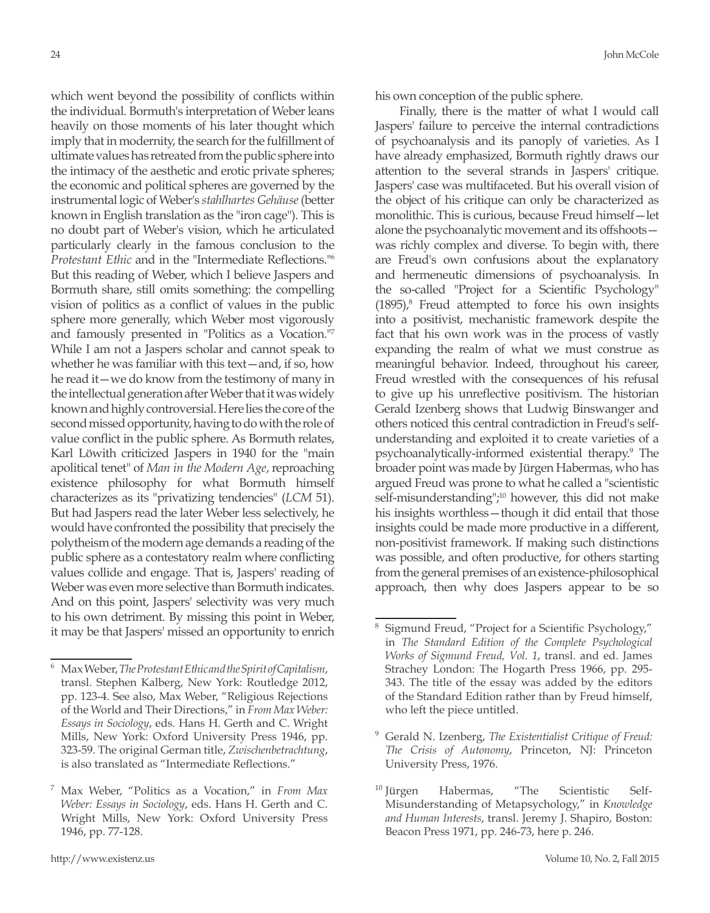which went beyond the possibility of conflicts within the individual. Bormuth's interpretation of Weber leans heavily on those moments of his later thought which imply that in modernity, the search for the fulfillment of ultimate values has retreated from the public sphere into the intimacy of the aesthetic and erotic private spheres; the economic and political spheres are governed by the instrumental logic of Weber's *stahlhartes Gehäuse* (better known in English translation as the "iron cage"). This is no doubt part of Weber's vision, which he articulated particularly clearly in the famous conclusion to the *Protestant Ethic* and in the "Intermediate Reflections."[6] But this reading of Weber, which I believe Jaspers and Bormuth share, still omits something: the compelling vision of politics as a conflict of values in the public sphere more generally, which Weber most vigorously and famously presented in "Politics as a Vocation."[7] While I am not a Jaspers scholar and cannot speak to whether he was familiar with this text—and, if so, how he read it—we do know from the testimony of many in the intellectual generation after Weber that it was widely known and highly controversial. Here lies the core of the second missed opportunity, having to do with the role of value conflict in the public sphere. As Bormuth relates, Karl Löwith criticized Jaspers in 1940 for the "main apolitical tenet" of *Man in the Modern Age*, reproaching existence philosophy for what Bormuth himself characterizes as its "privatizing tendencies" (*LCM* 51). But had Jaspers read the later Weber less selectively, he would have confronted the possibility that precisely the polytheism of the modern age demands a reading of the public sphere as a contestatory realm where conflicting values collide and engage. That is, Jaspers' reading of Weber was even more selective than Bormuth indicates. And on this point, Jaspers' selectivity was very much to his own detriment. By missing this point in Weber, it may be that Jaspers' missed an opportunity to enrich his own conception of the public sphere.

Finally, there is the matter of what I would call Jaspers' failure to perceive the internal contradictions of psychoanalysis and its panoply of varieties. As I have already emphasized, Bormuth rightly draws our attention to the several strands in Jaspers' critique. Jaspers' case was multifaceted. But his overall vision of the object of his critique can only be characterized as monolithic. This is curious, because Freud himself—let alone the psychoanalytic movement and its offshoots—was richly complex and diverse. To begin with, there are Freud's own confusions about the explanatory and hermeneutic dimensions of psychoanalysis. In the so-called "Project for a Scientific Psychology" (1895),[8] Freud attempted to force his own insights into a positivist, mechanistic framework despite the fact that his own work was in the process of vastly expanding the realm of what we must construe as meaningful behavior. Indeed, throughout his career, Freud wrestled with the consequences of his refusal to give up his unreflective positivism. The historian Gerald Izenberg shows that Ludwig Binswanger and others noticed this central contradiction in Freud's self-understanding and exploited it to create varieties of a psychoanalytically-informed existential therapy.[9] The broader point was made by Jürgen Habermas, who has argued Freud was prone to what he called a "scientistic self-misunderstanding";[10] however, this did not make his insights worthless—though it did entail that those insights could be made more productive in a different, non-positivist framework. If making such distinctions was possible, and often productive, for others starting from the general premises of an existence-philosophical approach, then why does Jaspers appear to be so

---

[6] Max Weber, *The Protestant Ethic and the Spirit of Capitalism*, transl. Stephen Kalberg, New York: Routledge 2012, pp. 123-4. See also, Max Weber, "Religious Rejections of the World and Their Directions," in *From Max Weber: Essays in Sociology*, eds. Hans H. Gerth and C. Wright Mills, New York: Oxford University Press 1946, pp. 323-59. The original German title, *Zwischenbetrachtung*, is also translated as "Intermediate Reflections."

[7] Max Weber, "Politics as a Vocation," in *From Max Weber: Essays in Sociology*, eds. Hans H. Gerth and C. Wright Mills, New York: Oxford University Press 1946, pp. 77-128.

[8] Sigmund Freud, "Project for a Scientific Psychology," in *The Standard Edition of the Complete Psychological Works of Sigmund Freud, Vol. 1*, transl. and ed. James Strachey London: The Hogarth Press 1966, pp. 295-343. The title of the essay was added by the editors of the Standard Edition rather than by Freud himself, who left the piece untitled.

[9] Gerald N. Izenberg, *The Existentialist Critique of Freud: The Crisis of Autonomy*, Princeton, NJ: Princeton University Press, 1976.

[10] Jürgen Habermas, "The Scientistic Self-Misunderstanding of Metapsychology," in *Knowledge and Human Interests*, transl. Jeremy J. Shapiro, Boston: Beacon Press 1971, pp. 246-73, here p. 246.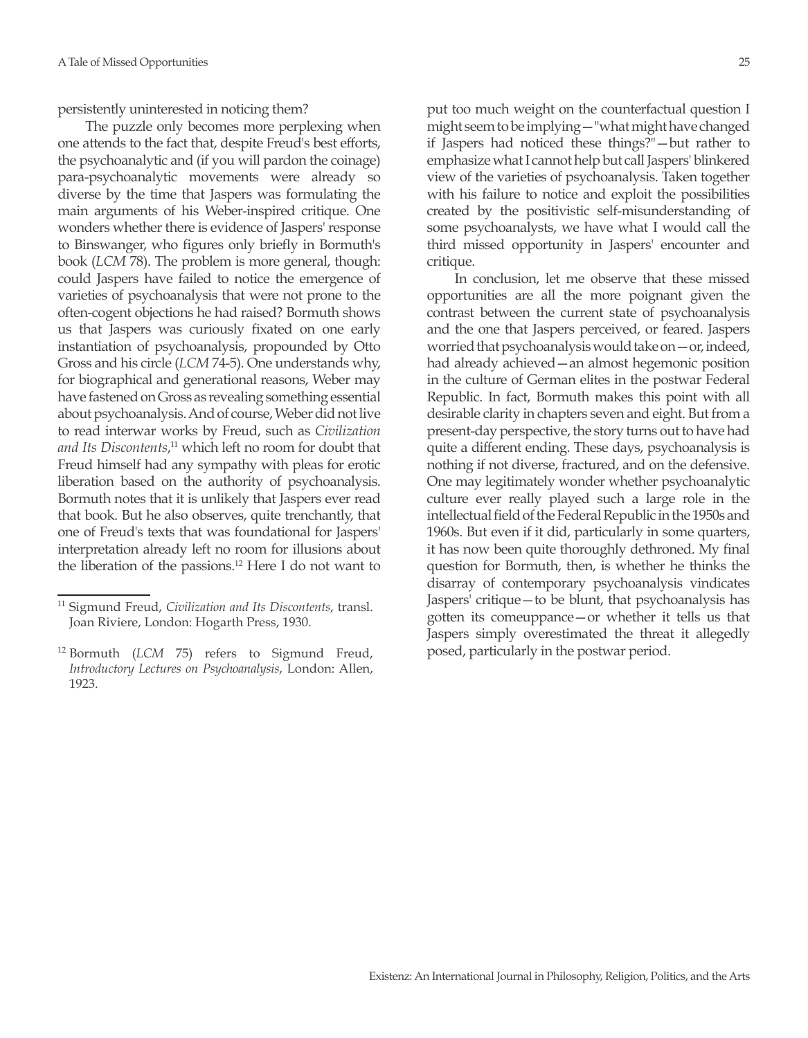persistently uninterested in noticing them?

The puzzle only becomes more perplexing when one attends to the fact that, despite Freud's best efforts, the psychoanalytic and (if you will pardon the coinage) para-psychoanalytic movements were already so diverse by the time that Jaspers was formulating the main arguments of his Weber-inspired critique. One wonders whether there is evidence of Jaspers' response to Binswanger, who figures only briefly in Bormuth's book (*LCM* 78). The problem is more general, though: could Jaspers have failed to notice the emergence of varieties of psychoanalysis that were not prone to the often-cogent objections he had raised? Bormuth shows us that Jaspers was curiously fixated on one early instantiation of psychoanalysis, propounded by Otto Gross and his circle (*LCM* 74-5). One understands why, for biographical and generational reasons, Weber may have fastened on Gross as revealing something essential about psychoanalysis. And of course, Weber did not live to read interwar works by Freud, such as *Civilization and Its Discontents*,[11] which left no room for doubt that Freud himself had any sympathy with pleas for erotic liberation based on the authority of psychoanalysis. Bormuth notes that it is unlikely that Jaspers ever read that book. But he also observes, quite trenchantly, that one of Freud's texts that was foundational for Jaspers' interpretation already left no room for illusions about the liberation of the passions.[12] Here I do not want to put too much weight on the counterfactual question I might seem to be implying—"what might have changed if Jaspers had noticed these things?"—but rather to emphasize what I cannot help but call Jaspers' blinkered view of the varieties of psychoanalysis. Taken together with his failure to notice and exploit the possibilities created by the positivistic self-misunderstanding of some psychoanalysts, we have what I would call the third missed opportunity in Jaspers' encounter and critique.

In conclusion, let me observe that these missed opportunities are all the more poignant given the contrast between the current state of psychoanalysis and the one that Jaspers perceived, or feared. Jaspers worried that psychoanalysis would take on—or, indeed, had already achieved—an almost hegemonic position in the culture of German elites in the postwar Federal Republic. In fact, Bormuth makes this point with all desirable clarity in chapters seven and eight. But from a present-day perspective, the story turns out to have had quite a different ending. These days, psychoanalysis is nothing if not diverse, fractured, and on the defensive. One may legitimately wonder whether psychoanalytic culture ever really played such a large role in the intellectual field of the Federal Republic in the 1950s and 1960s. But even if it did, particularly in some quarters, it has now been quite thoroughly dethroned. My final question for Bormuth, then, is whether he thinks the disarray of contemporary psychoanalysis vindicates Jaspers' critique—to be blunt, that psychoanalysis has gotten its comeuppance—or whether it tells us that Jaspers simply overestimated the threat it allegedly posed, particularly in the postwar period.

---

[11] Sigmund Freud, *Civilization and Its Discontents*, transl. Joan Riviere, London: Hogarth Press, 1930.

[12] Bormuth (*LCM* 75) refers to Sigmund Freud, *Introductory Lectures on Psychoanalysis*, London: Allen, 1923.